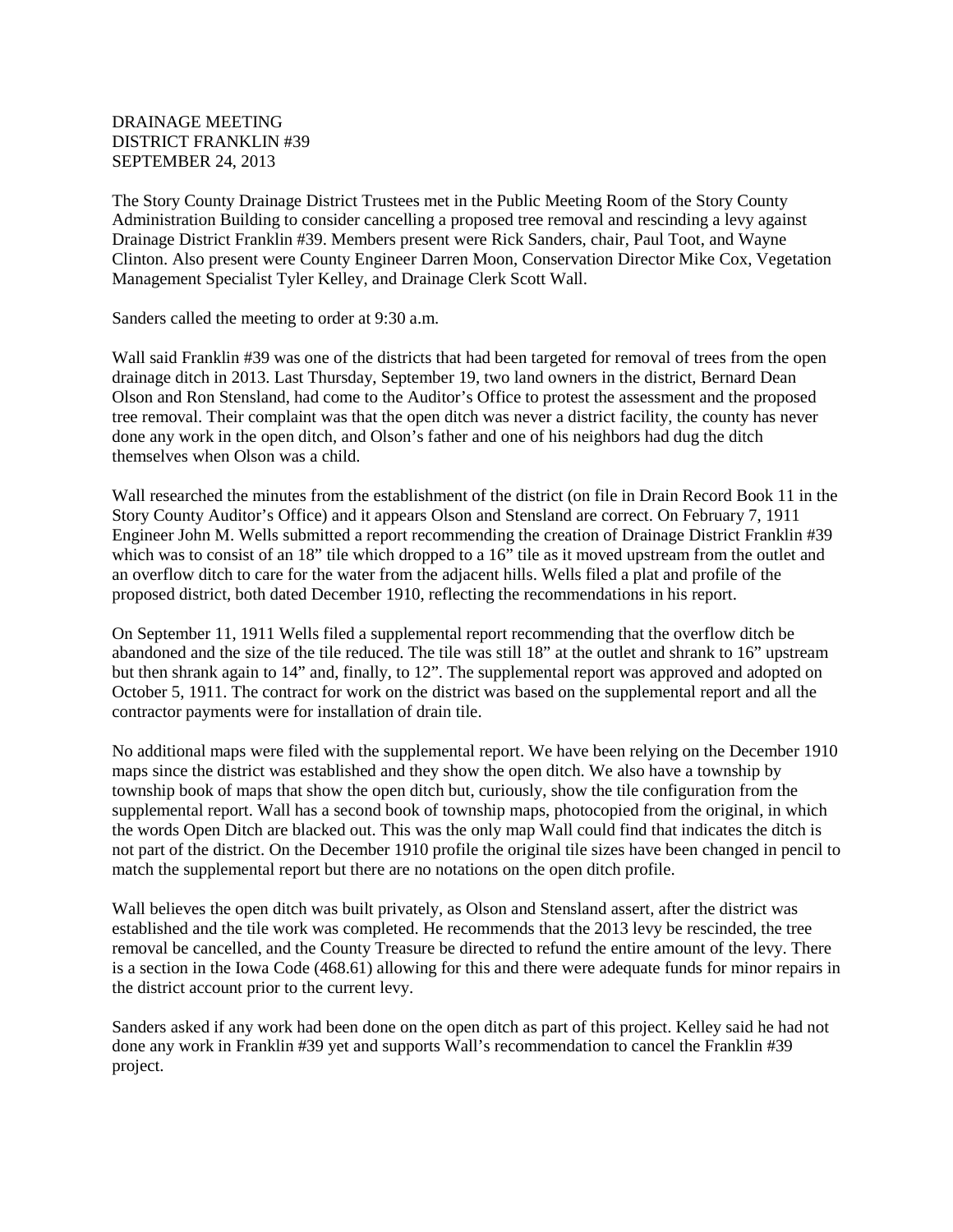DRAINAGE MEETING
DISTRICT FRANKLIN #39
SEPTEMBER 24, 2013

The Story County Drainage District Trustees met in the Public Meeting Room of the Story County Administration Building to consider cancelling a proposed tree removal and rescinding a levy against Drainage District Franklin #39. Members present were Rick Sanders, chair, Paul Toot, and Wayne Clinton. Also present were County Engineer Darren Moon, Conservation Director Mike Cox, Vegetation Management Specialist Tyler Kelley, and Drainage Clerk Scott Wall.

Sanders called the meeting to order at 9:30 a.m.

Wall said Franklin #39 was one of the districts that had been targeted for removal of trees from the open drainage ditch in 2013. Last Thursday, September 19, two land owners in the district, Bernard Dean Olson and Ron Stensland, had come to the Auditor's Office to protest the assessment and the proposed tree removal. Their complaint was that the open ditch was never a district facility, the county has never done any work in the open ditch, and Olson's father and one of his neighbors had dug the ditch themselves when Olson was a child.

Wall researched the minutes from the establishment of the district (on file in Drain Record Book 11 in the Story County Auditor's Office) and it appears Olson and Stensland are correct. On February 7, 1911 Engineer John M. Wells submitted a report recommending the creation of Drainage District Franklin #39 which was to consist of an 18" tile which dropped to a 16" tile as it moved upstream from the outlet and an overflow ditch to care for the water from the adjacent hills. Wells filed a plat and profile of the proposed district, both dated December 1910, reflecting the recommendations in his report.

On September 11, 1911 Wells filed a supplemental report recommending that the overflow ditch be abandoned and the size of the tile reduced. The tile was still 18" at the outlet and shrank to 16" upstream but then shrank again to 14" and, finally, to 12". The supplemental report was approved and adopted on October 5, 1911. The contract for work on the district was based on the supplemental report and all the contractor payments were for installation of drain tile.

No additional maps were filed with the supplemental report. We have been relying on the December 1910 maps since the district was established and they show the open ditch. We also have a township by township book of maps that show the open ditch but, curiously, show the tile configuration from the supplemental report. Wall has a second book of township maps, photocopied from the original, in which the words Open Ditch are blacked out. This was the only map Wall could find that indicates the ditch is not part of the district. On the December 1910 profile the original tile sizes have been changed in pencil to match the supplemental report but there are no notations on the open ditch profile.

Wall believes the open ditch was built privately, as Olson and Stensland assert, after the district was established and the tile work was completed. He recommends that the 2013 levy be rescinded, the tree removal be cancelled, and the County Treasure be directed to refund the entire amount of the levy. There is a section in the Iowa Code (468.61) allowing for this and there were adequate funds for minor repairs in the district account prior to the current levy.

Sanders asked if any work had been done on the open ditch as part of this project. Kelley said he had not done any work in Franklin #39 yet and supports Wall's recommendation to cancel the Franklin #39 project.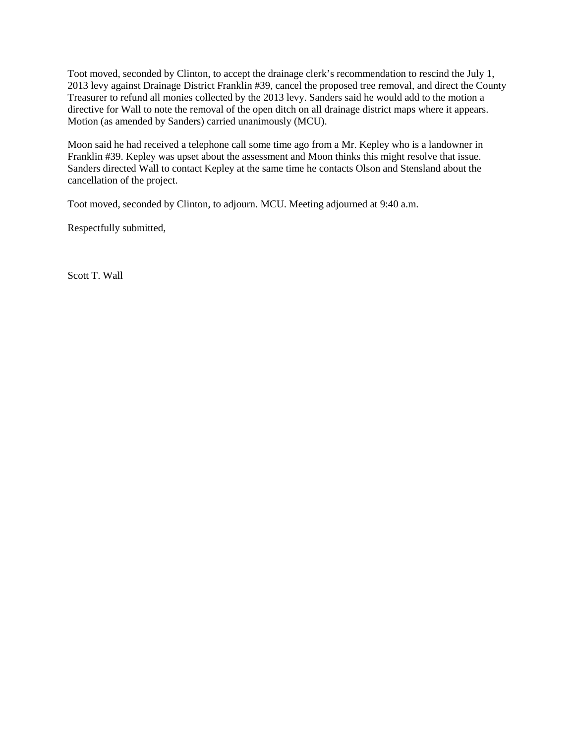Toot moved, seconded by Clinton, to accept the drainage clerk's recommendation to rescind the July 1, 2013 levy against Drainage District Franklin #39, cancel the proposed tree removal, and direct the County Treasurer to refund all monies collected by the 2013 levy. Sanders said he would add to the motion a directive for Wall to note the removal of the open ditch on all drainage district maps where it appears. Motion (as amended by Sanders) carried unanimously (MCU).

Moon said he had received a telephone call some time ago from a Mr. Kepley who is a landowner in Franklin #39. Kepley was upset about the assessment and Moon thinks this might resolve that issue. Sanders directed Wall to contact Kepley at the same time he contacts Olson and Stensland about the cancellation of the project.

Toot moved, seconded by Clinton, to adjourn. MCU. Meeting adjourned at 9:40 a.m.

Respectfully submitted,

Scott T. Wall